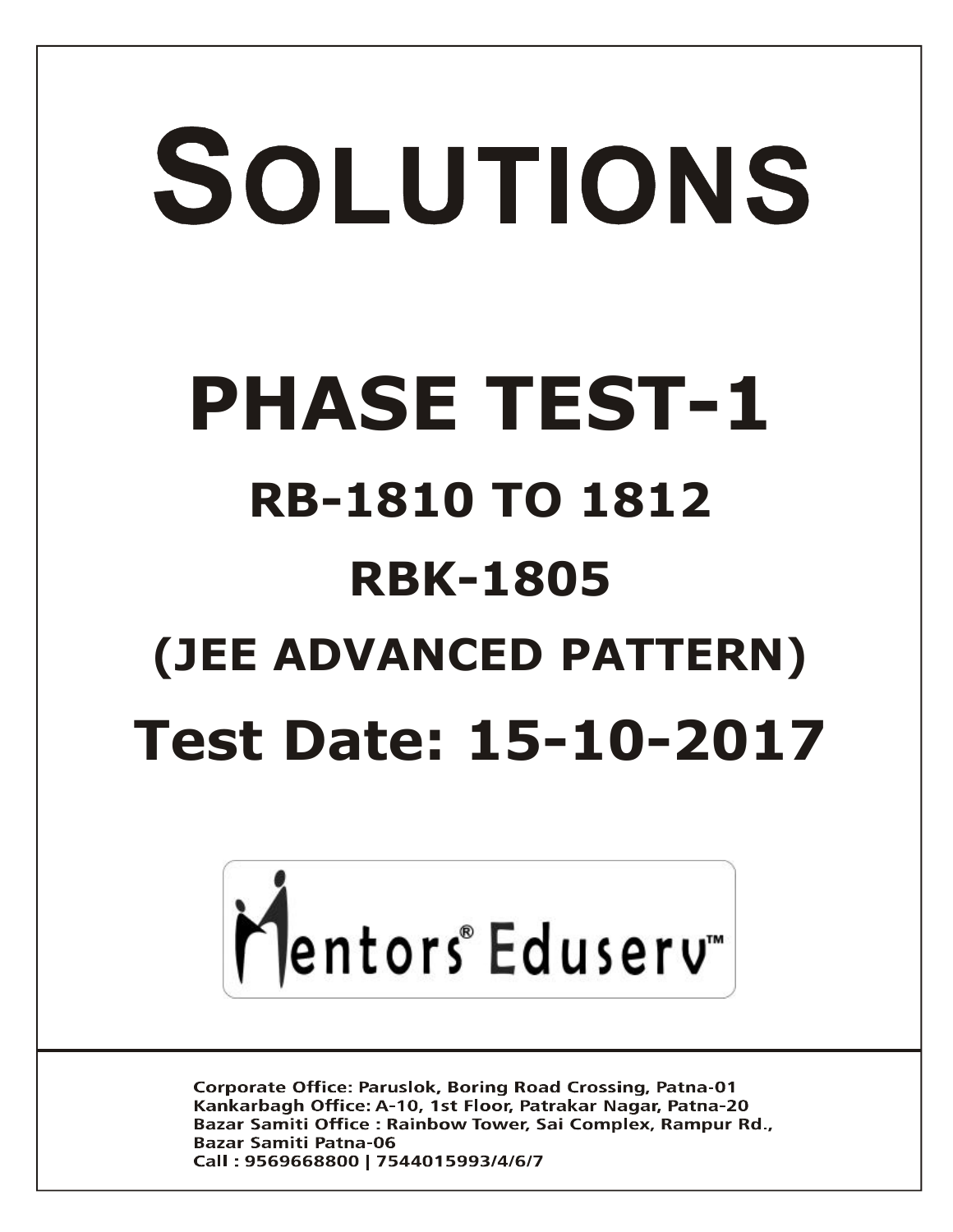# SOLUTIONS

# PHASE TEST-1

## RB-1810 TO 1812

## RBK-1805

## (JEE ADVANCED PATTERN)

## Test Date: 15-10-2017

Mentors® Eduserv™

Corporate Office: Paruslok, Boring Road Crossing, Patna-01
Kankarbagh Office: A-10, 1st Floor, Patrakar Nagar, Patna-20
Bazar Samiti Office : Rainbow Tower, Sai Complex, Rampur Rd., Bazar Samiti Patna-06
Call : 9569668800 | 7544015993/4/6/7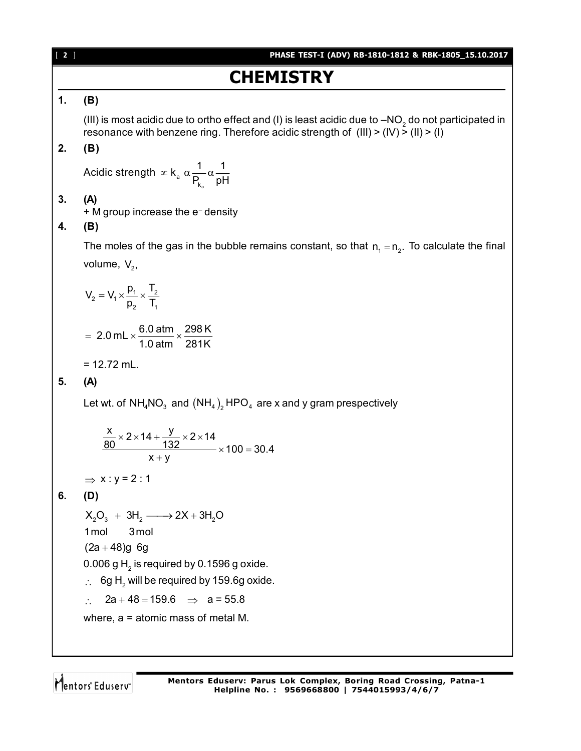# CHEMISTRY

**1. (B)**

(III) is most acidic due to ortho effect and (I) is least acidic due to $-NO_2$ do not participated in resonance with benzene ring. Therefore acidic strength of (III) > (IV) > (II) > (I)

**2. (B)**

$$\text{Acidic strength} \propto k_a \, \alpha \frac{1}{P_{k_a}} \alpha \frac{1}{pH}$$

**3. (A)**

+ M group increase the $e^-$ density

**4. (B)**

The moles of the gas in the bubble remains constant, so that $n_1 = n_2$. To calculate the final volume, $V_2$,

$$V_2 = V_1 \times \frac{p_1}{p_2} \times \frac{T_2}{T_1}$$

$$= 2.0\,\text{mL} \times \frac{6.0\,\text{atm}}{1.0\,\text{atm}} \times \frac{298\,\text{K}}{281\text{K}}$$

= 12.72 mL.

**5. (A)**

Let wt. of $NH_4NO_3$ and $(NH_4)_2HPO_4$ are x and y gram prespectively

$$\frac{\frac{x}{80} \times 2 \times 14 + \frac{y}{132} \times 2 \times 14}{x + y} \times 100 = 30.4$$

$\Rightarrow$ x : y = 2 : 1

**6. (D)**

$$X_2O_3 \; + \; 3H_2 \longrightarrow 2X + 3H_2O$$

1 mol  3 mol

$(2a + 48)$g  6g

0.006 g $H_2$ is required by 0.1596 g oxide.

$\therefore$ 6g $H_2$ will be required by 159.6g oxide.

$\therefore \quad 2a + 48 = 159.6 \quad \Rightarrow \quad a = 55.8$

where, a = atomic mass of metal M.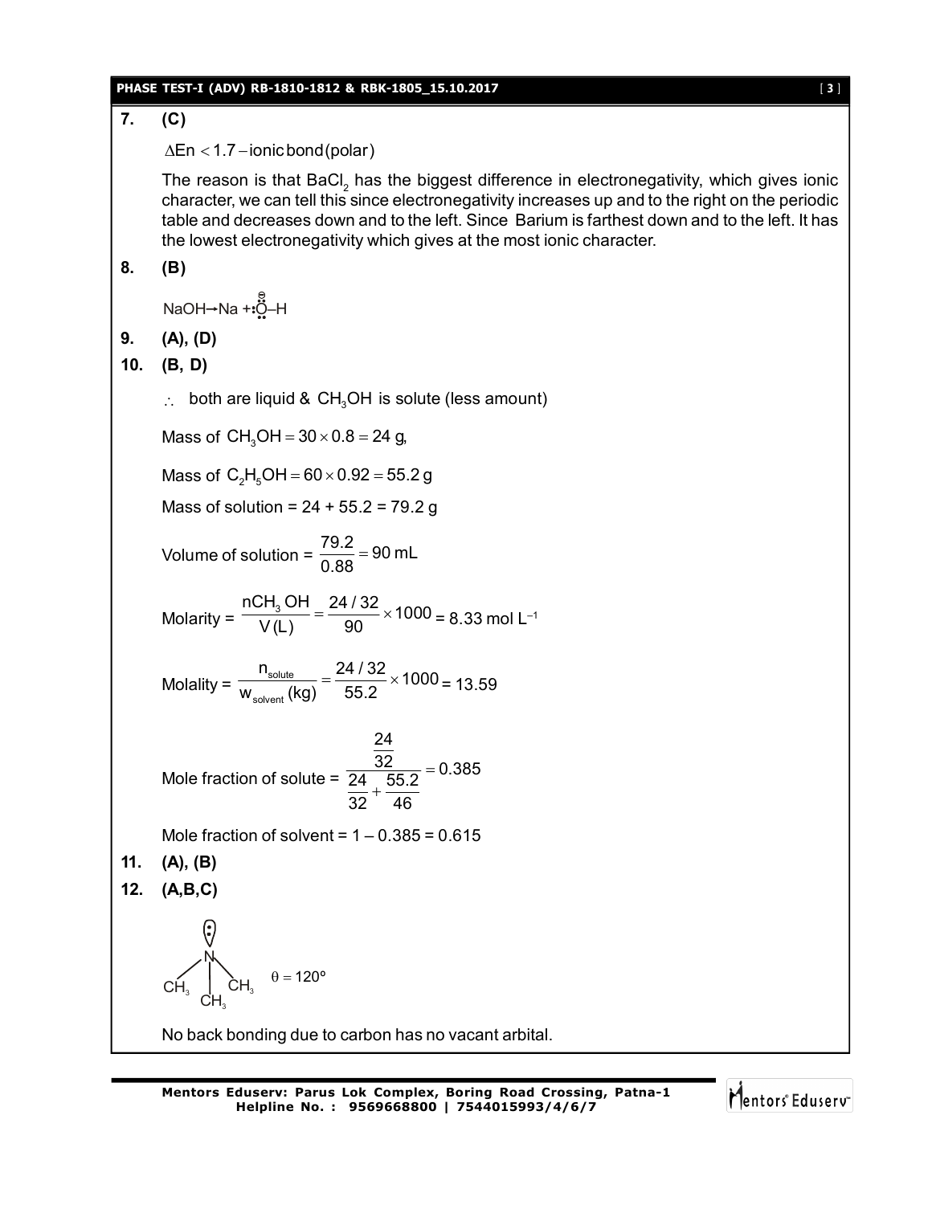**7. (C)**

$\Delta En < 1.7 - \text{ionic bond (polar)}$

The reason is that $BaCl_2$ has the biggest difference in electronegativity, which gives ionic character, we can tell this since electronegativity increases up and to the right on the periodic table and decreases down and to the left. Since Barium is farthest down and to the left. It has the lowest electronegativity which gives at the most ionic character.

**8. (B)**

$NaOH \rightarrow Na + :\ddot{\overset{\ominus}{O}}-H$

**9. (A), (D)**

**10. (B, D)**

$\therefore$ both are liquid & $CH_3OH$ is solute (less amount)

Mass of $CH_3OH = 30 \times 0.8 = 24$ g,

Mass of $C_2H_5OH = 60 \times 0.92 = 55.2$ g

Mass of solution = 24 + 55.2 = 79.2 g

Volume of solution = $\dfrac{79.2}{0.88} = 90$ mL

Molarity = $\dfrac{nCH_3OH}{V(L)} = \dfrac{24/32}{90} \times 1000$ = 8.33 mol $L^{-1}$

Molality = $\dfrac{n_{solute}}{w_{solvent}(kg)} = \dfrac{24/32}{55.2} \times 1000$ = 13.59

Mole fraction of solute = $\dfrac{\frac{24}{32}}{\frac{24}{32} + \frac{55.2}{46}} = 0.385$

Mole fraction of solvent = 1 – 0.385 = 0.615

**11. (A), (B)**

**12. (A,B,C)**

$N(CH_3)_3$ (with lone pair on N) $\quad \theta = 120^\circ$

No back bonding due to carbon has no vacant arbital.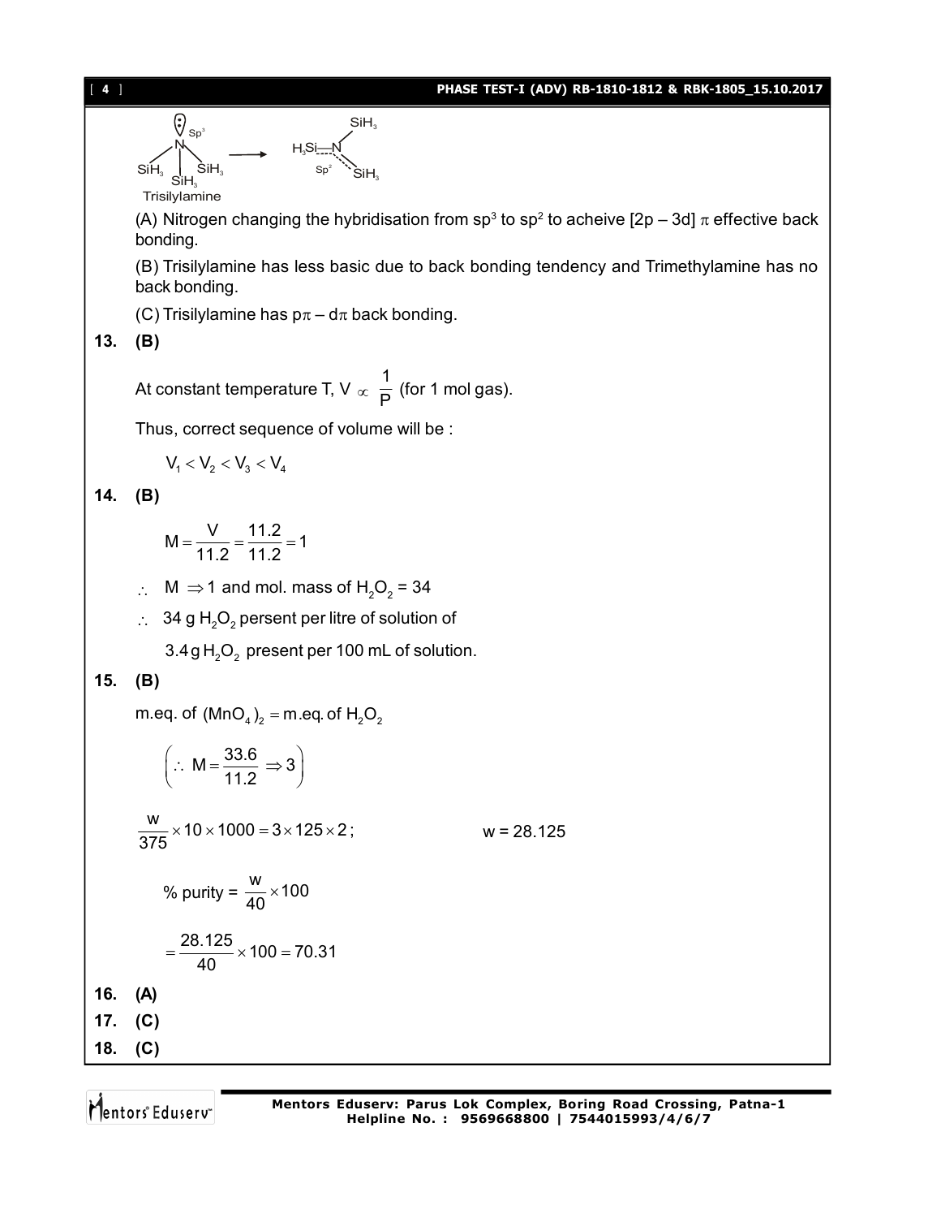Trisilylamine

(A) Nitrogen changing the hybridisation from $sp^3$ to $sp^2$ to acheive [2p – 3d] $\pi$ effective back bonding.

(B) Trisilylamine has less basic due to back bonding tendency and Trimethylamine has no back bonding.

(C) Trisilylamine has $p\pi - d\pi$ back bonding.

**13. (B)**

At constant temperature T, $V \propto \frac{1}{P}$ (for 1 mol gas).

Thus, correct sequence of volume will be :

$$V_1 < V_2 < V_3 < V_4$$

**14. (B)**

$$M = \frac{V}{11.2} = \frac{11.2}{11.2} = 1$$

$\therefore$ $M \Rightarrow 1$ and mol. mass of $H_2O_2$ = 34

$\therefore$ 34 g $H_2O_2$ persent per litre of solution of

3.4 g $H_2O_2$ present per 100 mL of solution.

**15. (B)**

m.eq. of $(MnO_4)_2$ = m.eq. of $H_2O_2$

$$\left(\therefore M = \frac{33.6}{11.2} \Rightarrow 3\right)$$

$$\frac{w}{375} \times 10 \times 1000 = 3 \times 125 \times 2; \qquad w = 28.125$$

$$\% \text{ purity} = \frac{w}{40} \times 100$$

$$= \frac{28.125}{40} \times 100 = 70.31$$

**16. (A)**

**17. (C)**

**18. (C)**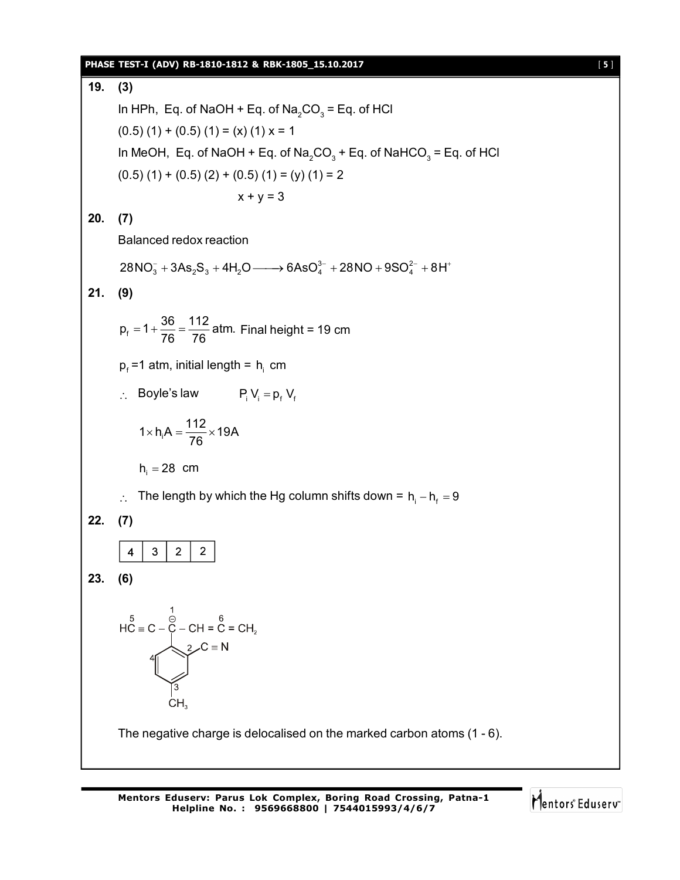**19. (3)**

In HPh, Eq. of NaOH + Eq. of $Na_2CO_3$ = Eq. of HCl

(0.5) (1) + (0.5) (1) = (x) (1) x = 1

In MeOH, Eq. of NaOH + Eq. of $Na_2CO_3$ + Eq. of $NaHCO_3$ = Eq. of HCl

(0.5) (1) + (0.5) (2) + (0.5) (1) = (y) (1) = 2

x + y = 3

**20. (7)**

Balanced redox reaction

$$28NO_3^- + 3As_2S_3 + 4H_2O \longrightarrow 6AsO_4^{3-} + 28NO + 9SO_4^{2-} + 8H^+$$

**21. (9)**

$p_f = 1 + \frac{36}{76} = \frac{112}{76}$ atm. Final height = 19 cm

$p_f$ =1 atm, initial length = $h_i$ cm

$\therefore$ Boyle's law $P_i V_i = p_f V_f$

$$1 \times h_i A = \frac{112}{76} \times 19A$$

$h_i = 28$ cm

$\therefore$ The length by which the Hg column shifts down = $h_i - h_f = 9$

**22. (7)**

| 4 | 3 | 2 | 2 |
|---|---|---|---|

**23. (6)**

$$\overset{5}{HC} \equiv C - \overset{\overset{1}{\ominus}}{C} - CH = \overset{6}{C} = CH_2$$

(The carbanion carbon 1 is attached to a benzene ring bearing a $C \equiv N$ group at position 2 and a $CH_3$ group at position 3; ring position 4 is also marked.)

The negative charge is delocalised on the marked carbon atoms (1 - 6).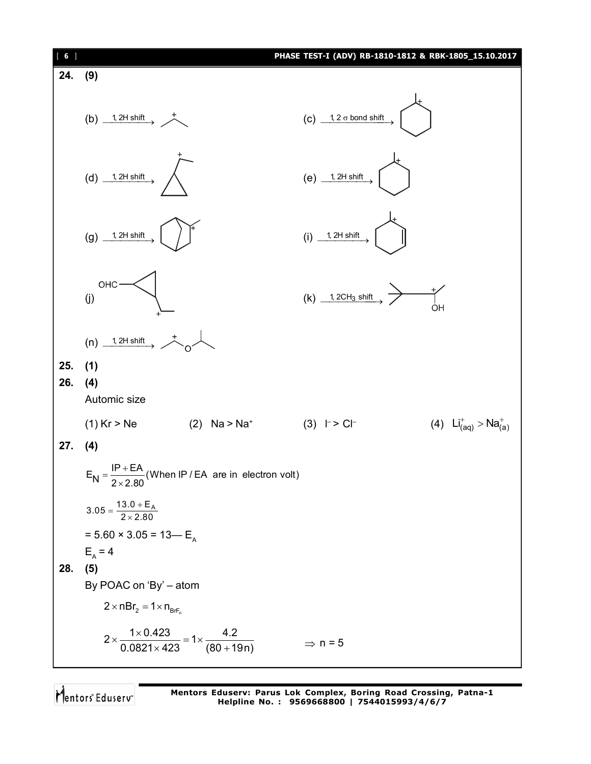**24. (9)**

(b) $\xrightarrow{\text{1, 2H shift}}$

(c) $\xrightarrow{1, 2\ \sigma \text{ bond shift}}$

(d) $\xrightarrow{\text{1, 2H shift}}$

(e) $\xrightarrow{\text{1, 2H shift}}$

(g) $\xrightarrow{\text{1, 2H shift}}$

(i) $\xrightarrow{\text{1, 2H shift}}$

(j) OHC

(k) $\xrightarrow{1, 2CH_3 \text{ shift}}$ OH

(n) $\xrightarrow{\text{1, 2H shift}}$ O

**25. (1)**

**26. (4)**

Automic size

(1) Kr > Ne (2) Na > $Na^+$ (3) $I^-$ > $Cl^-$ (4) $Li^+_{(aq)} > Na^+_{(a)}$

**27. (4)**

$$E_N = \frac{IP + EA}{2 \times 2.80} (\text{When IP / EA are in electron volt})$$

$$3.05 = \frac{13.0 + E_A}{2 \times 2.80}$$

$= 5.60 \times 3.05 = 13 — E_A$

$E_A = 4$

**28. (5)**

By POAC on 'By' – atom

$$2 \times nBr_2 = 1 \times n_{BrF_n}$$

$$2 \times \frac{1 \times 0.423}{0.0821 \times 423} = 1 \times \frac{4.2}{(80 + 19n)} \qquad \Rightarrow n = 5$$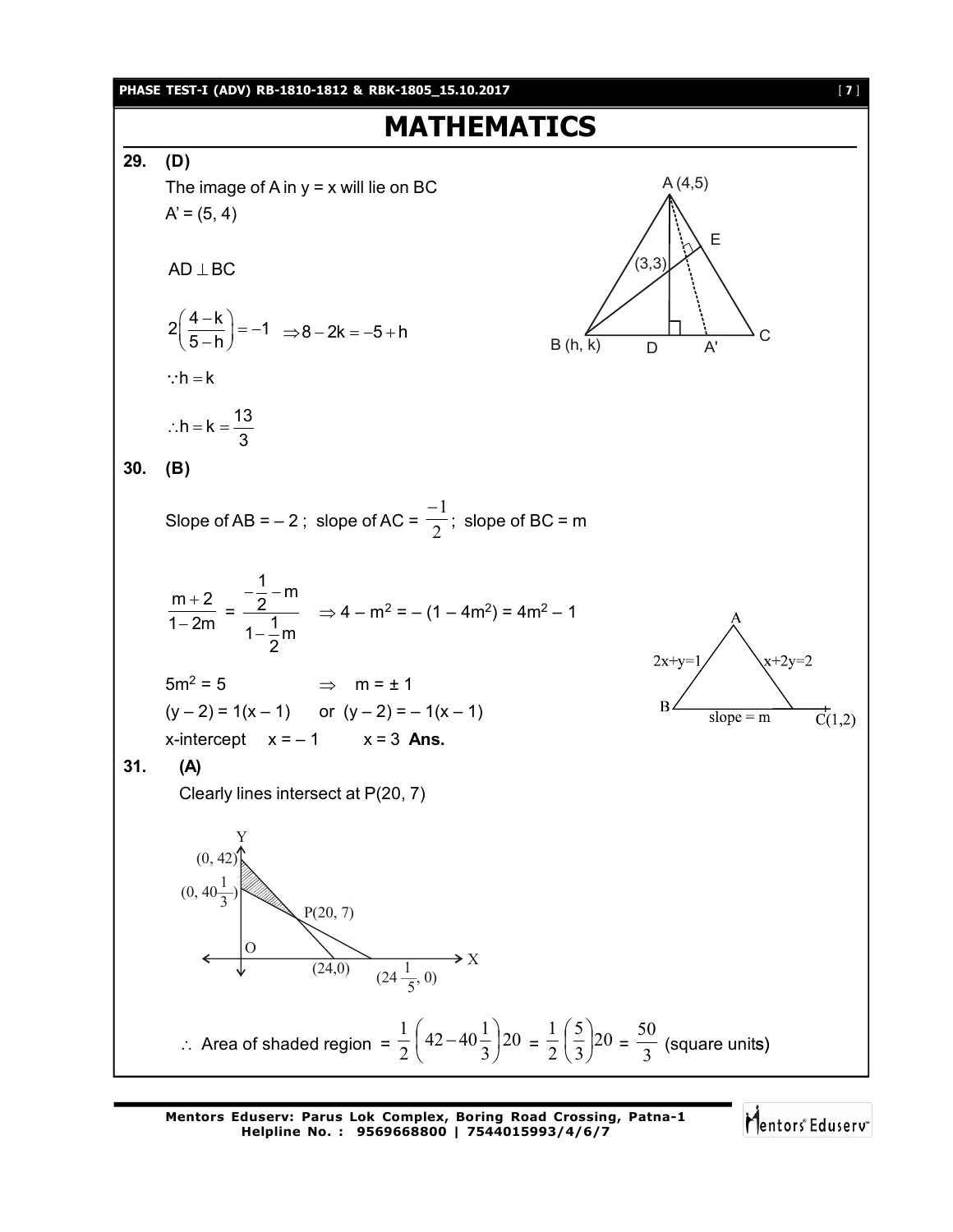# MATHEMATICS

**29. (D)**

The image of A in y = x will lie on BC

A' = (5, 4)

$AD \perp BC$

$$2\left(\frac{4-k}{5-h}\right) = -1 \;\; \Rightarrow 8 - 2k = -5 + h$$

$\because h = k$

$$\therefore h = k = \frac{13}{3}$$

**30. (B)**

Slope of AB = – 2 ; slope of AC = $\frac{-1}{2}$; slope of BC = m

$$\frac{m+2}{1-2m} = \frac{-\frac{1}{2} - m}{1 - \frac{1}{2}m} \;\; \Rightarrow 4 - m^2 = -(1 - 4m^2) = 4m^2 - 1$$

$5m^2 = 5 \quad\quad \Rightarrow \quad m = \pm 1$

$(y - 2) = 1(x - 1)$ or $(y - 2) = -1(x - 1)$

x-intercept $\quad x = -1 \quad\quad x = 3$ **Ans.**

**31. (A)**

Clearly lines intersect at P(20, 7)

$$\therefore \text{ Area of shaded region } = \frac{1}{2}\left(42 - 40\frac{1}{3}\right)20 = \frac{1}{2}\left(\frac{5}{3}\right)20 = \frac{50}{3} \text{ (square units)}$$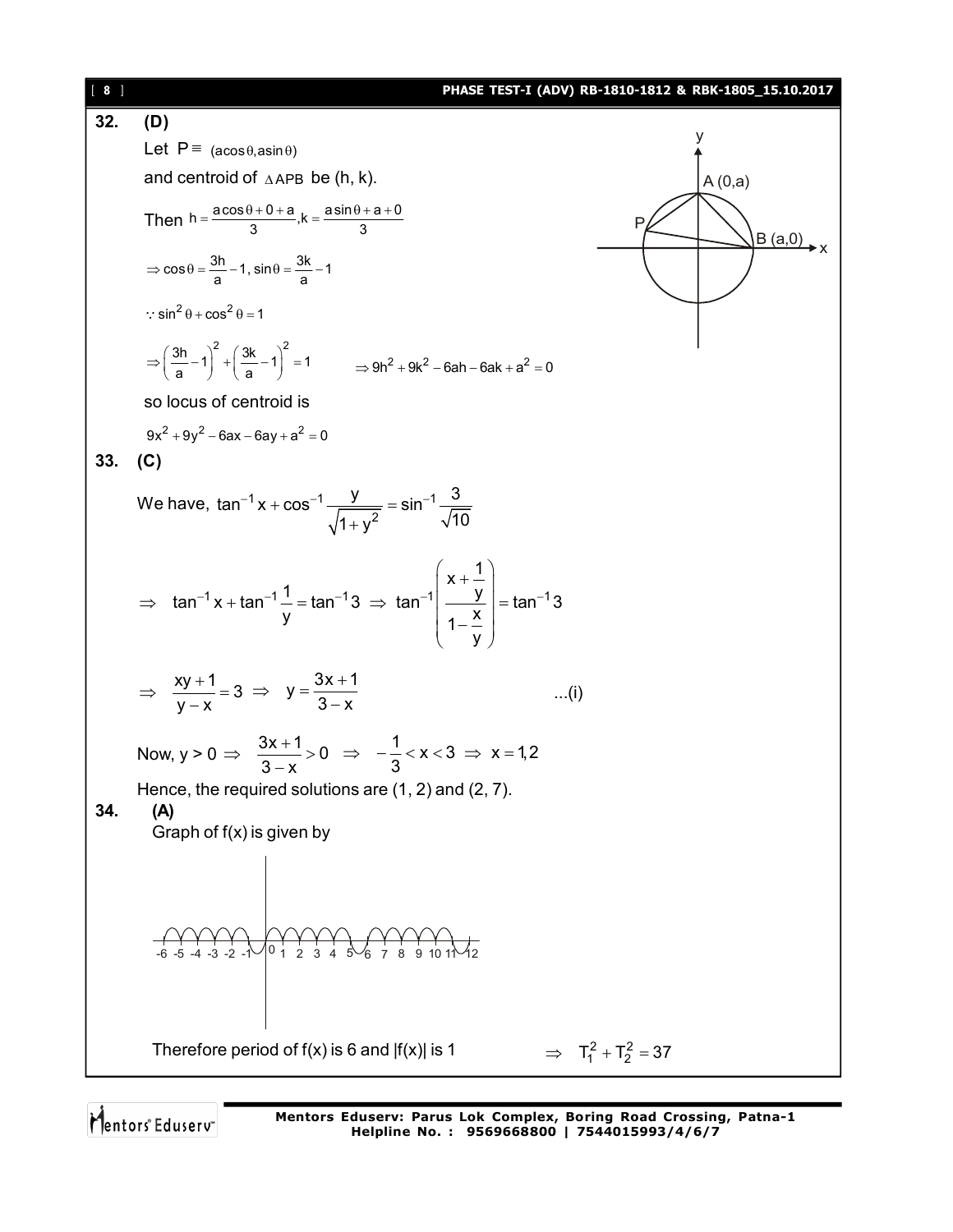**32. (D)**

Let $P \equiv (a\cos\theta, a\sin\theta)$

and centroid of $\Delta APB$ be (h, k).

Then $h = \frac{a\cos\theta + 0 + a}{3}, k = \frac{a\sin\theta + a + 0}{3}$

$\Rightarrow \cos\theta = \frac{3h}{a} - 1, \sin\theta = \frac{3k}{a} - 1$

$\because \sin^2\theta + \cos^2\theta = 1$

$\Rightarrow \left(\frac{3h}{a} - 1\right)^2 + \left(\frac{3k}{a} - 1\right)^2 = 1 \qquad \Rightarrow 9h^2 + 9k^2 - 6ah - 6ak + a^2 = 0$

so locus of centroid is

$9x^2 + 9y^2 - 6ax - 6ay + a^2 = 0$

**33. (C)**

We have, $\tan^{-1} x + \cos^{-1} \frac{y}{\sqrt{1+y^2}} = \sin^{-1} \frac{3}{\sqrt{10}}$

$\Rightarrow \quad \tan^{-1} x + \tan^{-1} \frac{1}{y} = \tan^{-1} 3 \Rightarrow \tan^{-1}\left(\frac{x + \frac{1}{y}}{1 - \frac{x}{y}}\right) = \tan^{-1} 3$

$\Rightarrow \quad \frac{xy+1}{y-x} = 3 \Rightarrow \quad y = \frac{3x+1}{3-x} \qquad$ ...(i)

Now, y > 0 $\Rightarrow \quad \frac{3x+1}{3-x} > 0 \quad \Rightarrow \quad -\frac{1}{3} < x < 3 \Rightarrow x = 1, 2$

Hence, the required solutions are (1, 2) and (2, 7).

**34. (A)**

Graph of f(x) is given by

Therefore period of f(x) is 6 and |f(x)| is 1 $\qquad \Rightarrow \quad T_1^2 + T_2^2 = 37$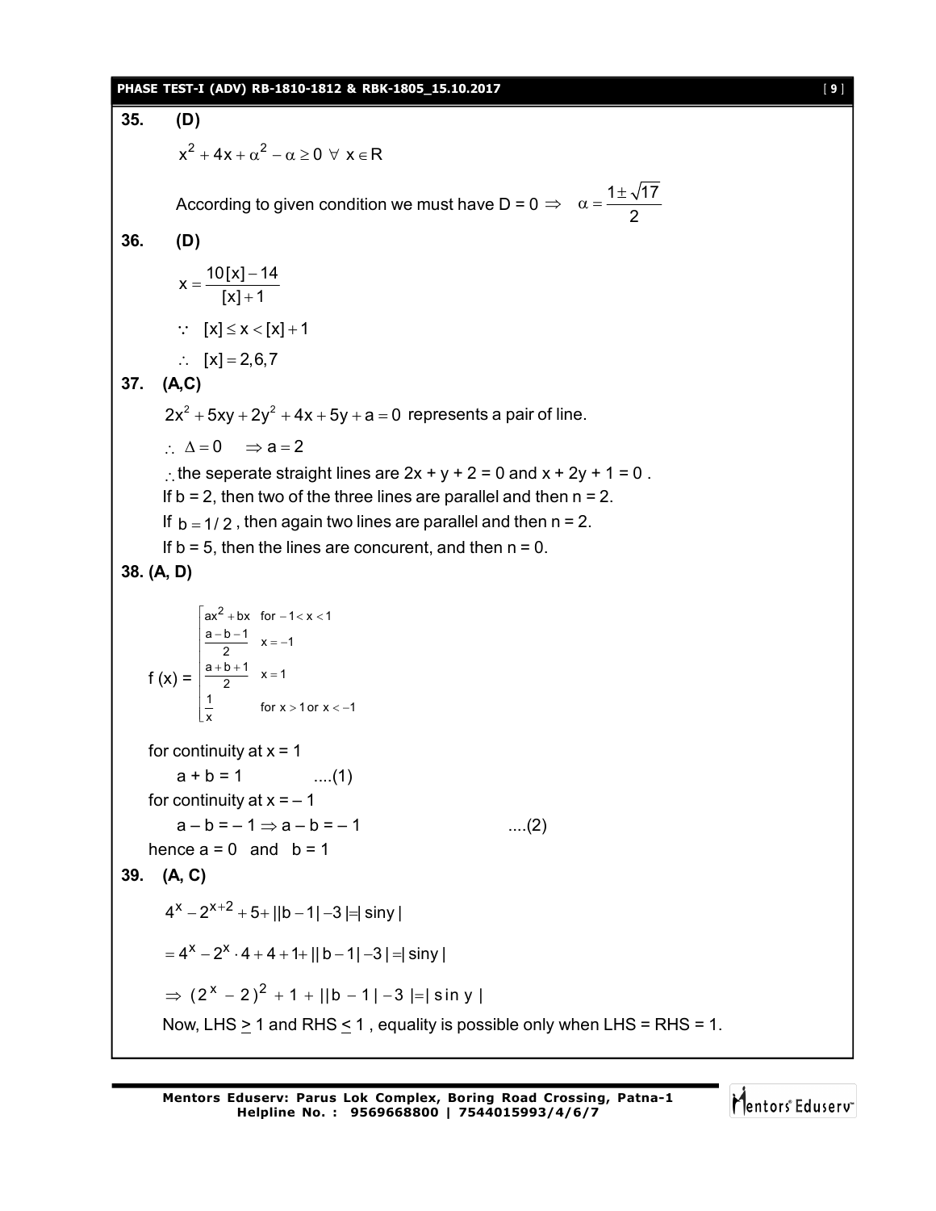**35. (D)**

$$x^2 + 4x + \alpha^2 - \alpha \geq 0 \ \forall \ x \in R$$

According to given condition we must have D = 0 $\Rightarrow \quad \alpha = \dfrac{1 \pm \sqrt{17}}{2}$

**36. (D)**

$$x = \frac{10[x] - 14}{[x] + 1}$$

$\because \ [x] \leq x < [x] + 1$

$\therefore \ [x] = 2, 6, 7$

**37. (A,C)**

$2x^2 + 5xy + 2y^2 + 4x + 5y + a = 0$ represents a pair of line.

$\therefore \ \Delta = 0 \quad \Rightarrow a = 2$

$\therefore$ the seperate straight lines are 2x + y + 2 = 0 and x + 2y + 1 = 0 .

If b = 2, then two of the three lines are parallel and then n = 2.

If $b = 1/2$ , then again two lines are parallel and then n = 2.

If b = 5, then the lines are concurent, and then n = 0.

**38. (A, D)**

$$f(x) = \begin{cases} ax^2 + bx & \text{for } -1 < x < 1 \\ \dfrac{a - b - 1}{2} & x = -1 \\ \dfrac{a + b + 1}{2} & x = 1 \\ \dfrac{1}{x} & \text{for } x > 1 \text{ or } x < -1 \end{cases}$$

for continuity at x = 1

a + b = 1 ....(1)

for continuity at x = – 1

a – b = – 1 $\Rightarrow$ a – b = – 1 ....(2)

hence a = 0 and b = 1

**39. (A, C)**

$$4^x - 2^{x+2} + 5 + ||b - 1| - 3| = |\sin y|$$

$$= 4^x - 2^x \cdot 4 + 4 + 1 + ||b - 1| - 3| = |\sin y|$$

$$\Rightarrow (2^x - 2)^2 + 1 + ||b - 1| - 3| = |\sin y|$$

Now, LHS $\geq$ 1 and RHS $\leq$ 1 , equality is possible only when LHS = RHS = 1.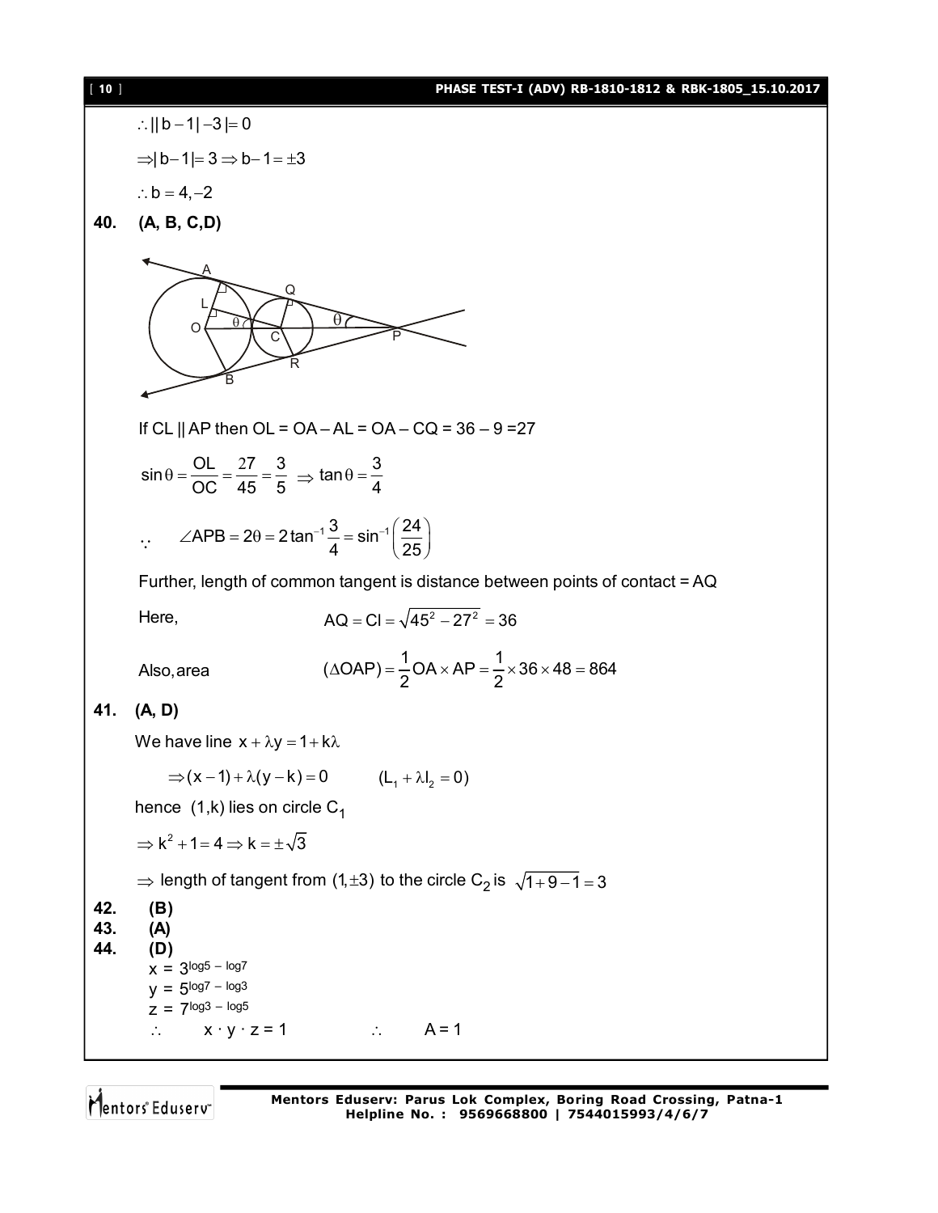$\therefore ||b-1|-3| = 0$

$\Rightarrow |b-1| = 3 \Rightarrow b-1 = \pm 3$

$\therefore b = 4, -2$

**40. (A, B, C,D)**

If CL || AP then OL = OA – AL = OA – CQ = 36 – 9 =27

$$\sin\theta = \frac{OL}{OC} = \frac{27}{45} = \frac{3}{5} \Rightarrow \tan\theta = \frac{3}{4}$$

$$\because \quad \angle APB = 2\theta = 2\tan^{-1}\frac{3}{4} = \sin^{-1}\left(\frac{24}{25}\right)$$

Further, length of common tangent is distance between points of contact = AQ

Here, $\qquad AQ = CI = \sqrt{45^2 - 27^2} = 36$

Also, area $\qquad (\Delta OAP) = \frac{1}{2} OA \times AP = \frac{1}{2} \times 36 \times 48 = 864$

**41. (A, D)**

We have line $x + \lambda y = 1 + k\lambda$

$\Rightarrow (x-1) + \lambda(y-k) = 0 \qquad (L_1 + \lambda l_2 = 0)$

hence (1,k) lies on circle $C_1$

$\Rightarrow k^2 + 1 = 4 \Rightarrow k = \pm\sqrt{3}$

$\Rightarrow$ length of tangent from $(1, \pm 3)$ to the circle $C_2$ is $\sqrt{1+9-1} = 3$

**42. (B)**

**43. (A)**

**44. (D)**

$x = 3^{\log 5 - \log 7}$

$y = 5^{\log 7 - \log 3}$

$z = 7^{\log 3 - \log 5}$

$\therefore \quad x \cdot y \cdot z = 1 \qquad \therefore \quad A = 1$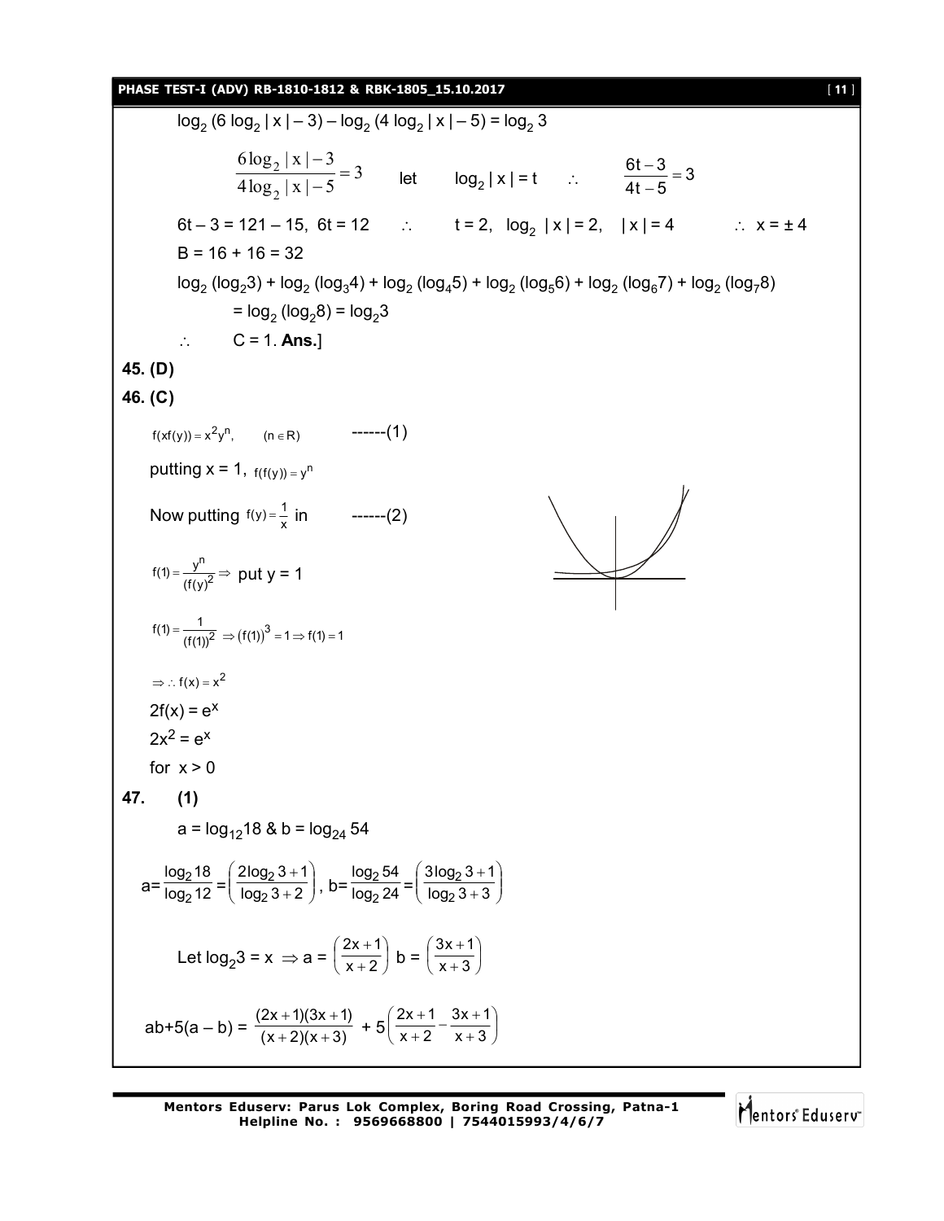$\log_2 (6 \log_2 | x | - 3) - \log_2 (4 \log_2 | x | - 5) = \log_2 3$

$$\frac{6\log_2 |x|-3}{4\log_2 |x|-5} = 3 \qquad \text{let} \qquad \log_2 |x| = t \qquad \therefore \qquad \frac{6t-3}{4t-5} = 3$$

$6t - 3 = 121 - 15, \ 6t = 12 \qquad \therefore \qquad t = 2, \ \log_2 |x| = 2, \quad |x| = 4 \qquad \therefore \ x = \pm 4$

$B = 16 + 16 = 32$

$\log_2 (\log_2 3) + \log_2 (\log_3 4) + \log_2 (\log_4 5) + \log_2 (\log_5 6) + \log_2 (\log_6 7) + \log_2 (\log_7 8)$

$= \log_2 (\log_2 8) = \log_2 3$

$\therefore \qquad C = 1.$ **Ans.**]

**45. (D)**

**46. (C)**

$f(xf(y)) = x^2 y^n, \qquad (n \in R)$ ------(1)

putting $x = 1$, $f(f(y)) = y^n$

Now putting $f(y) = \frac{1}{x}$ in ------(2)

$f(1) = \frac{y^n}{(f(y))^2} \Rightarrow$ put $y = 1$

$f(1) = \frac{1}{(f(1))^2} \Rightarrow (f(1))^3 = 1 \Rightarrow f(1) = 1$

$\Rightarrow \therefore f(x) = x^2$

$2f(x) = e^x$

$2x^2 = e^x$

for $x > 0$

**47. (1)**

$a = \log_{12} 18$ & $b = \log_{24} 54$

$$a = \frac{\log_2 18}{\log_2 12} = \left(\frac{2\log_2 3 + 1}{\log_2 3 + 2}\right), \ b = \frac{\log_2 54}{\log_2 24} = \left(\frac{3\log_2 3 + 1}{\log_2 3 + 3}\right)$$

Let $\log_2 3 = x \Rightarrow a = \left(\frac{2x+1}{x+2}\right) \ b = \left(\frac{3x+1}{x+3}\right)$

$$ab + 5(a - b) = \frac{(2x+1)(3x+1)}{(x+2)(x+3)} + 5\left(\frac{2x+1}{x+2} - \frac{3x+1}{x+3}\right)$$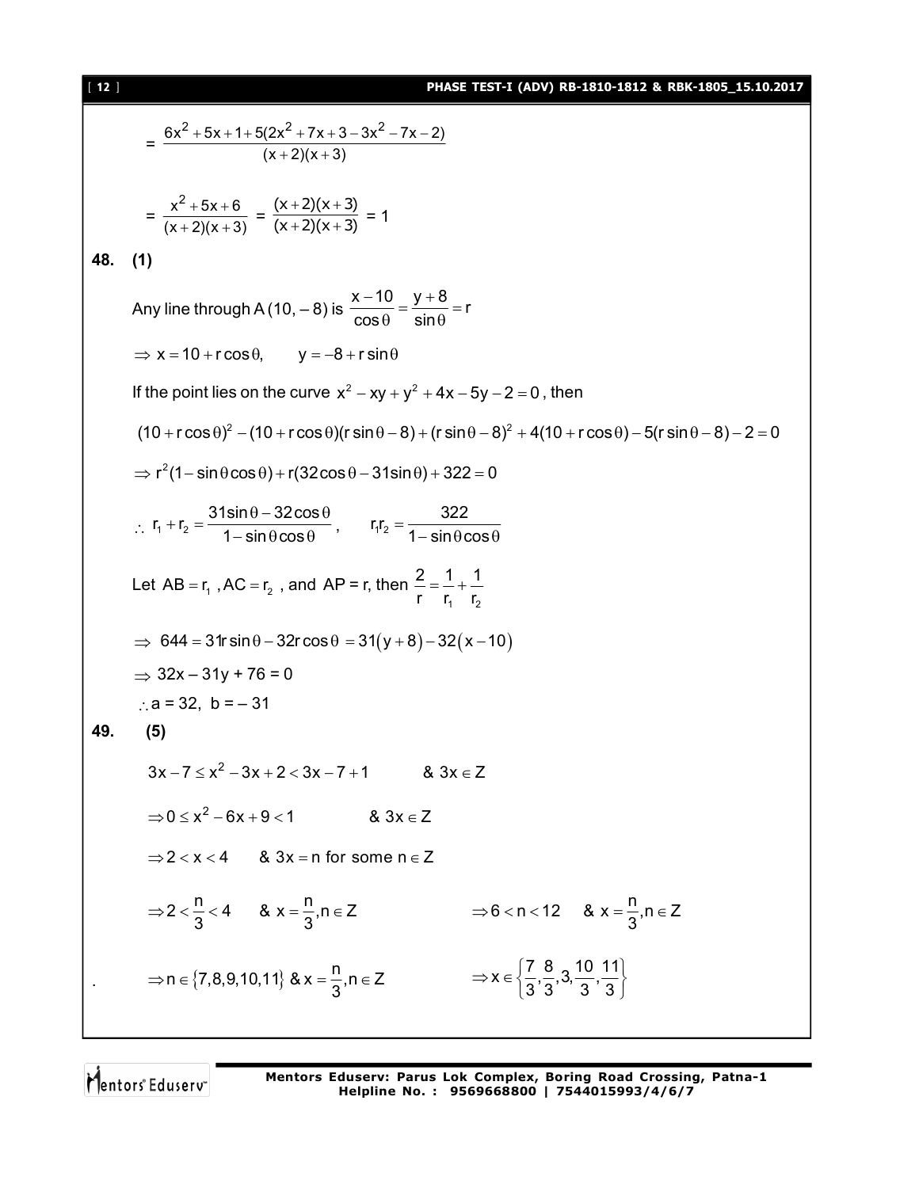$$= \frac{6x^2 + 5x + 1 + 5(2x^2 + 7x + 3 - 3x^2 - 7x - 2)}{(x+2)(x+3)}$$

$$= \frac{x^2 + 5x + 6}{(x+2)(x+3)} = \frac{(x+2)(x+3)}{(x+2)(x+3)} = 1$$

**48. (1)**

Any line through A (10, – 8) is $\frac{x-10}{\cos\theta} = \frac{y+8}{\sin\theta} = r$

$\Rightarrow x = 10 + r\cos\theta, \qquad y = -8 + r\sin\theta$

If the point lies on the curve $x^2 - xy + y^2 + 4x - 5y - 2 = 0$, then

$(10 + r\cos\theta)^2 - (10 + r\cos\theta)(r\sin\theta - 8) + (r\sin\theta - 8)^2 + 4(10 + r\cos\theta) - 5(r\sin\theta - 8) - 2 = 0$

$\Rightarrow r^2(1 - \sin\theta\cos\theta) + r(32\cos\theta - 31\sin\theta) + 322 = 0$

$\therefore\ r_1 + r_2 = \frac{31\sin\theta - 32\cos\theta}{1 - \sin\theta\cos\theta}, \qquad r_1 r_2 = \frac{322}{1 - \sin\theta\cos\theta}$

Let $AB = r_1$, $AC = r_2$, and AP = r, then $\frac{2}{r} = \frac{1}{r_1} + \frac{1}{r_2}$

$\Rightarrow\ 644 = 31r\sin\theta - 32r\cos\theta = 31(y+8) - 32(x-10)$

$\Rightarrow$ 32x – 31y + 76 = 0

$\therefore$ a = 32, b = – 31

**49. (5)**

$3x - 7 \le x^2 - 3x + 2 < 3x - 7 + 1 \qquad \& \ 3x \in Z$

$\Rightarrow 0 \le x^2 - 6x + 9 < 1 \qquad \& \ 3x \in Z$

$\Rightarrow 2 < x < 4 \quad \& \ 3x = n$ for some $n \in Z$

$\Rightarrow 2 < \frac{n}{3} < 4 \quad \& \ x = \frac{n}{3}, n \in Z \qquad \Rightarrow 6 < n < 12 \quad \& \ x = \frac{n}{3}, n \in Z$

$\Rightarrow n \in \{7, 8, 9, 10, 11\}\ \&\ x = \frac{n}{3}, n \in Z \qquad \Rightarrow x \in \left\{\frac{7}{3}, \frac{8}{3}, 3, \frac{10}{3}, \frac{11}{3}\right\}$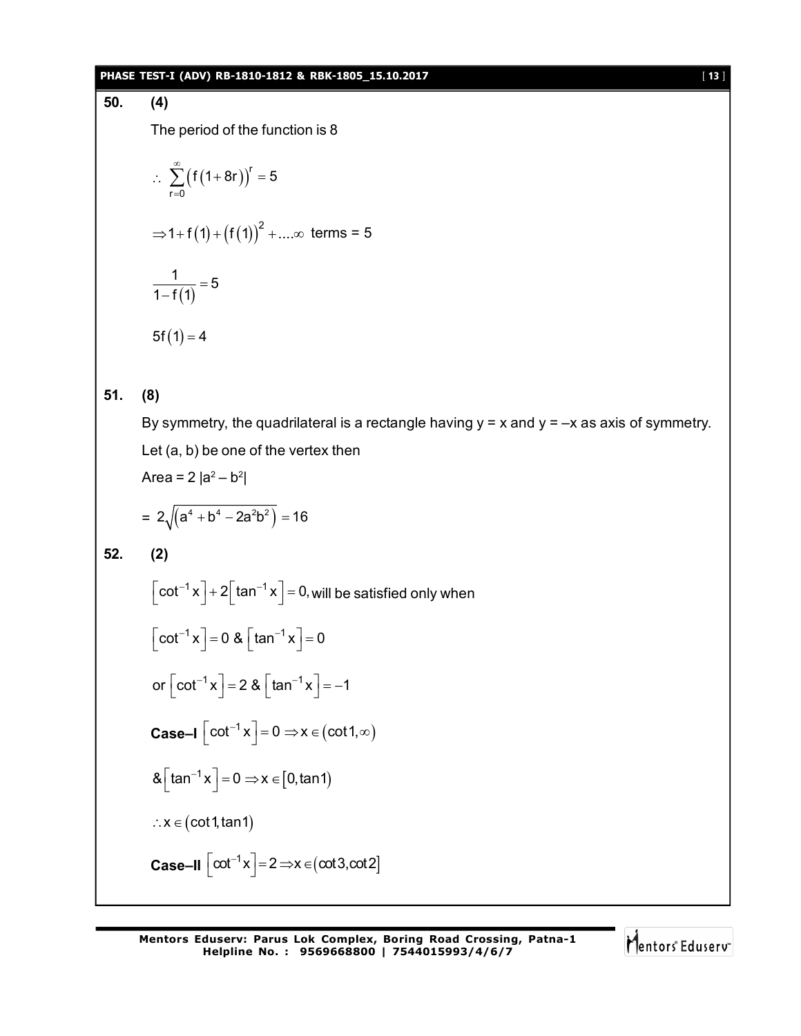**50. (4)**

The period of the function is 8

$$\therefore \sum_{r=0}^{\infty}\left(f(1+8r)\right)^r = 5$$

$$\Rightarrow 1+f(1)+\left(f(1)\right)^2+....\infty \text{ terms} = 5$$

$$\frac{1}{1-f(1)} = 5$$

$$5f(1) = 4$$

**51. (8)**

By symmetry, the quadrilateral is a rectangle having y = x and y = –x as axis of symmetry.

Let (a, b) be one of the vertex then

Area = $2\,|a^2 - b^2|$

$$= 2\sqrt{\left(a^4+b^4-2a^2b^2\right)} = 16$$

**52. (2)**

$\left[\cot^{-1}x\right]+2\left[\tan^{-1}x\right]=0,$ will be satisfied only when

$\left[\cot^{-1}x\right]=0$ & $\left[\tan^{-1}x\right]=0$

or $\left[\cot^{-1}x\right]=2$ & $\left[\tan^{-1}x\right]=-1$

**Case–I** $\left[\cot^{-1}x\right]=0 \Rightarrow x\in(\cot 1,\infty)$

& $\left[\tan^{-1}x\right]=0 \Rightarrow x\in[0,\tan 1)$

$\therefore x\in(\cot 1,\tan 1)$

**Case–II** $\left[\cot^{-1}x\right]=2 \Rightarrow x\in(\cot 3,\cot 2]$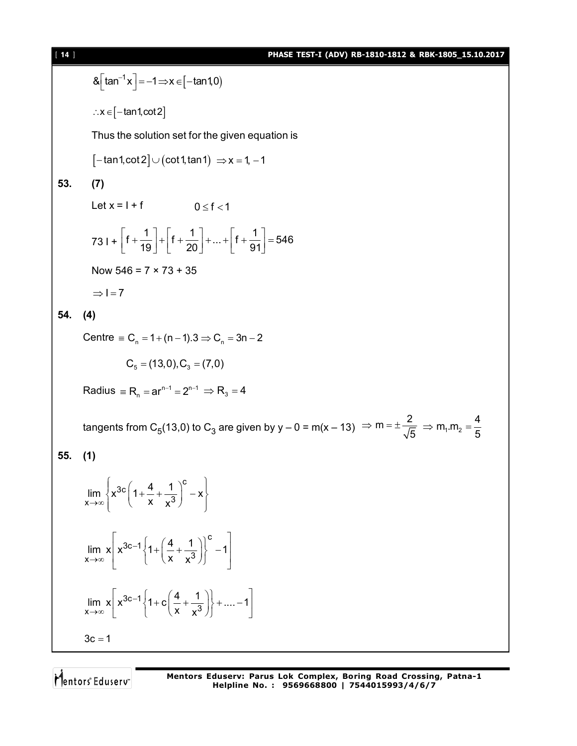$\&\left[\tan^{-1}x\right]=-1 \Rightarrow x\in\left[-\tan 1, 0\right)$

$\therefore x\in\left[-\tan 1, \cot 2\right]$

Thus the solution set for the given equation is

$\left[-\tan 1, \cot 2\right]\cup\left(\cot 1, \tan 1\right) \Rightarrow x = 1, -1$

**53. (7)**

Let x = I + f $\quad 0 \le f < 1$

$$73\, I + \left[f+\frac{1}{19}\right]+\left[f+\frac{1}{20}\right]+...+\left[f+\frac{1}{91}\right]=546$$

Now 546 = 7 × 73 + 35

$\Rightarrow I = 7$

**54. (4)**

Centre $\equiv C_n = 1+(n-1).3 \Rightarrow C_n = 3n-2$

$C_5 = (13, 0), C_3 = (7, 0)$

Radius $\equiv R_n = ar^{n-1} = 2^{n-1} \Rightarrow R_3 = 4$

tangents from $C_5(13,0)$ to $C_3$ are given by y – 0 = m(x – 13) $\Rightarrow m = \pm\frac{2}{\sqrt{5}} \Rightarrow m_1.m_2 = \frac{4}{5}$

**55. (1)**

$$\lim_{x\to\infty}\left\{x^{3c}\left(1+\frac{4}{x}+\frac{1}{x^3}\right)^c - x\right\}$$

$$\lim_{x\to\infty} x\left[x^{3c-1}\left\{1+\left(\frac{4}{x}+\frac{1}{x^3}\right)\right\}^c - 1\right]$$

$$\lim_{x\to\infty} x\left[x^{3c-1}\left\{1+c\left(\frac{4}{x}+\frac{1}{x^3}\right)\right\}+....-1\right]$$

$3c = 1$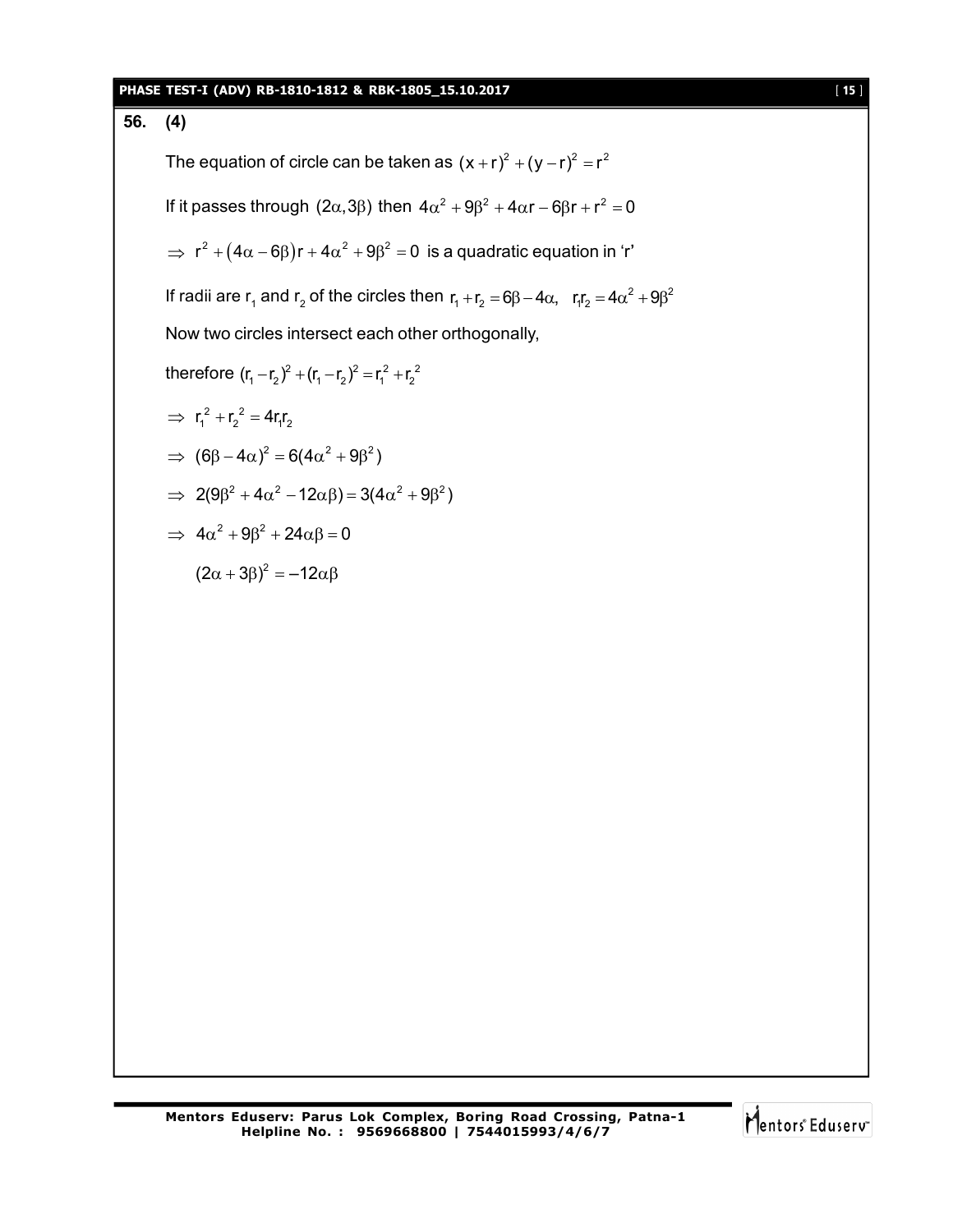**56. (4)**

The equation of circle can be taken as $(x+r)^2+(y-r)^2=r^2$

If it passes through $(2\alpha, 3\beta)$ then $4\alpha^2+9\beta^2+4\alpha r-6\beta r+r^2=0$

$\Rightarrow\ r^2+(4\alpha-6\beta)r+4\alpha^2+9\beta^2=0$ is a quadratic equation in 'r'

If radii are $r_1$ and $r_2$ of the circles then $r_1+r_2=6\beta-4\alpha,\quad r_1r_2=4\alpha^2+9\beta^2$

Now two circles intersect each other orthogonally,

therefore $(r_1-r_2)^2+(r_1-r_2)^2=r_1^2+r_2^2$

$\Rightarrow\ r_1^2+r_2^2=4r_1r_2$

$\Rightarrow\ (6\beta-4\alpha)^2=6(4\alpha^2+9\beta^2)$

$\Rightarrow\ 2(9\beta^2+4\alpha^2-12\alpha\beta)=3(4\alpha^2+9\beta^2)$

$\Rightarrow\ 4\alpha^2+9\beta^2+24\alpha\beta=0$

$(2\alpha+3\beta)^2=-12\alpha\beta$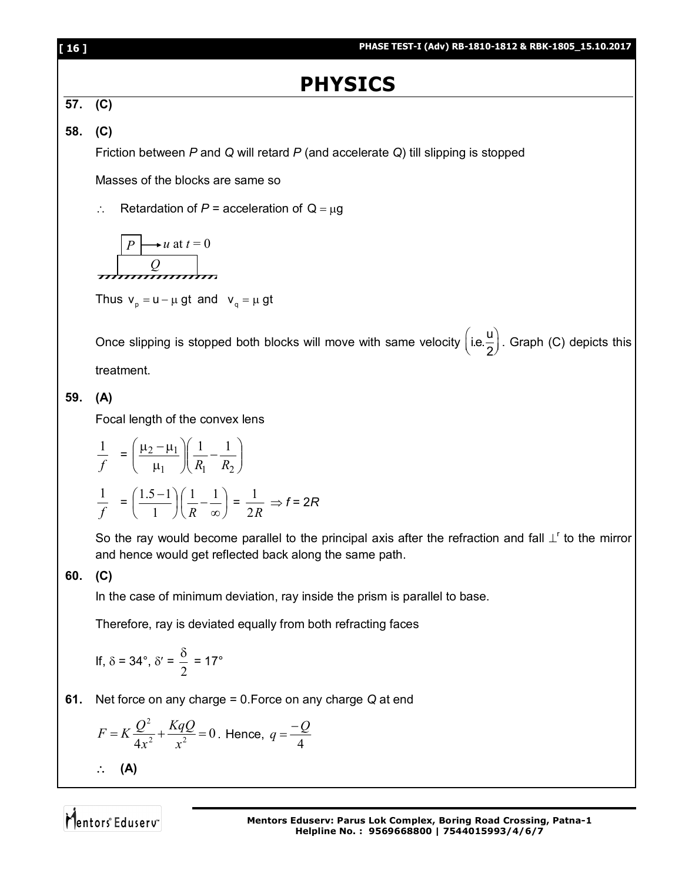# PHYSICS

**57.** **(C)**

**58.** **(C)**

Friction between *P* and *Q* will retard *P* (and accelerate *Q*) till slipping is stopped

Masses of the blocks are same so

$\therefore$ Retardation of *P* = acceleration of $Q = \mu g$

Thus $v_p = u - \mu gt$ and $v_q = \mu gt$

Once slipping is stopped both blocks will move with same velocity $\left(\text{i.e.} \frac{u}{2}\right)$. Graph (C) depicts this treatment.

**59.** **(A)**

Focal length of the convex lens

$$\frac{1}{f} = \left(\frac{\mu_2 - \mu_1}{\mu_1}\right)\left(\frac{1}{R_1} - \frac{1}{R_2}\right)$$

$$\frac{1}{f} = \left(\frac{1.5 - 1}{1}\right)\left(\frac{1}{R} - \frac{1}{\infty}\right) = \frac{1}{2R} \Rightarrow f = 2R$$

So the ray would become parallel to the principal axis after the refraction and fall $\perp^r$ to the mirror and hence would get reflected back along the same path.

**60.** **(C)**

In the case of minimum deviation, ray inside the prism is parallel to base.

Therefore, ray is deviated equally from both refracting faces

If, $\delta = 34°$, $\delta' = \frac{\delta}{2} = 17°$

**61.** Net force on any charge = 0.Force on any charge *Q* at end

$$F = K\frac{Q^2}{4x^2} + \frac{KqQ}{x^2} = 0. \text{ Hence, } q = \frac{-Q}{4}$$

$\therefore$ **(A)**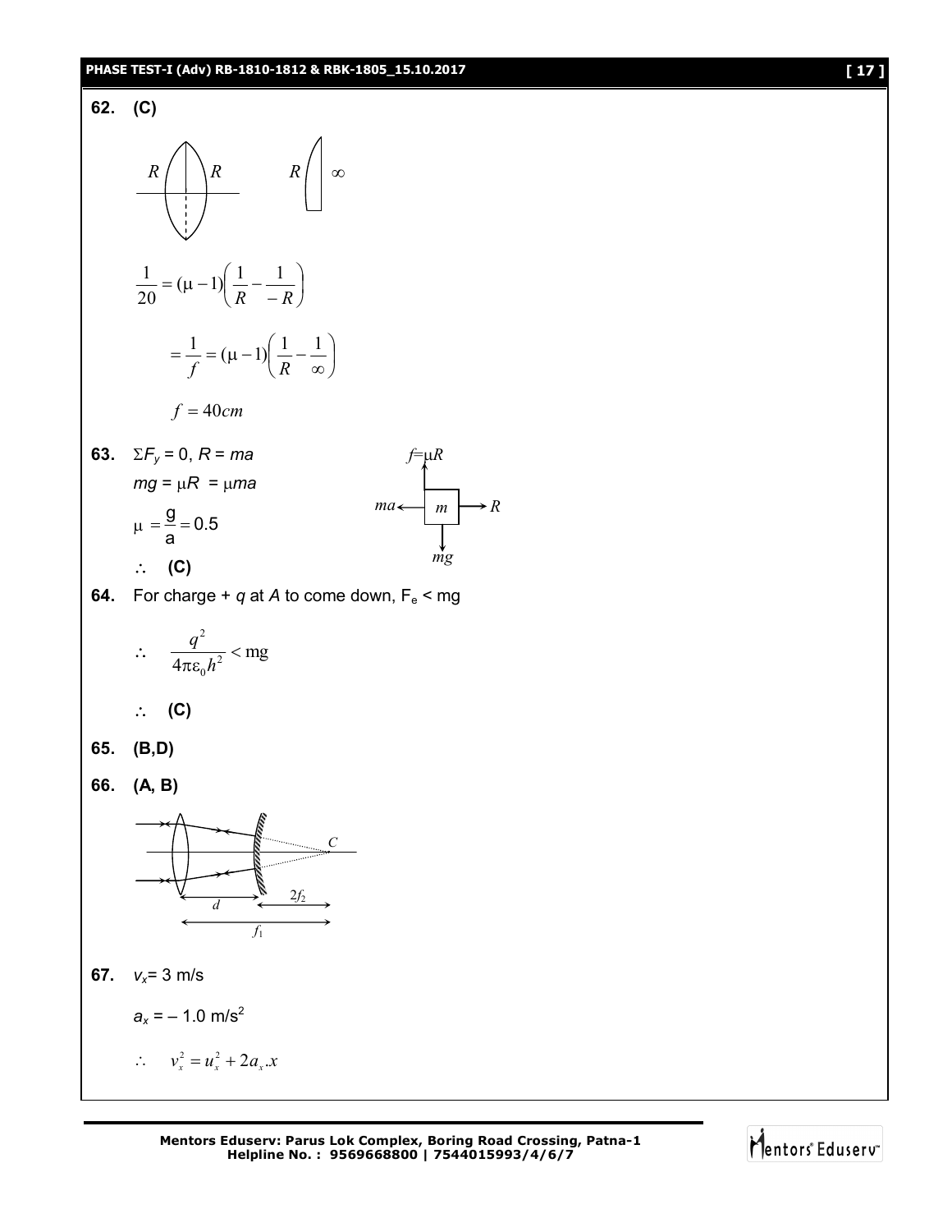**62.** **(C)**

$R$ $R$ $R$ $\infty$

$$\frac{1}{20} = (\mu - 1)\left(\frac{1}{R} - \frac{1}{-R}\right)$$

$$= \frac{1}{f} = (\mu - 1)\left(\frac{1}{R} - \frac{1}{\infty}\right)$$

$$f = 40cm$$

**63.** $\Sigma F_y = 0$, $R = ma$

$mg = \mu R = \mu ma$

$\mu = \dfrac{g}{a} = 0.5$

$\therefore$ **(C)**

$f=\mu R$, $ma$, $m$, $R$, $mg$

**64.** For charge + $q$ at $A$ to come down, $F_e < mg$

$$\therefore \quad \frac{q^2}{4\pi\varepsilon_0 h^2} < \text{mg}$$

$\therefore$ **(C)**

**65.** **(B,D)**

**66.** **(A, B)**

$C$, $d$, $2f_2$, $f_1$

**67.** $v_x = 3$ m/s

$a_x = -1.0$ m/s$^2$

$$\therefore \quad v_x^2 = u_x^2 + 2a_x.x$$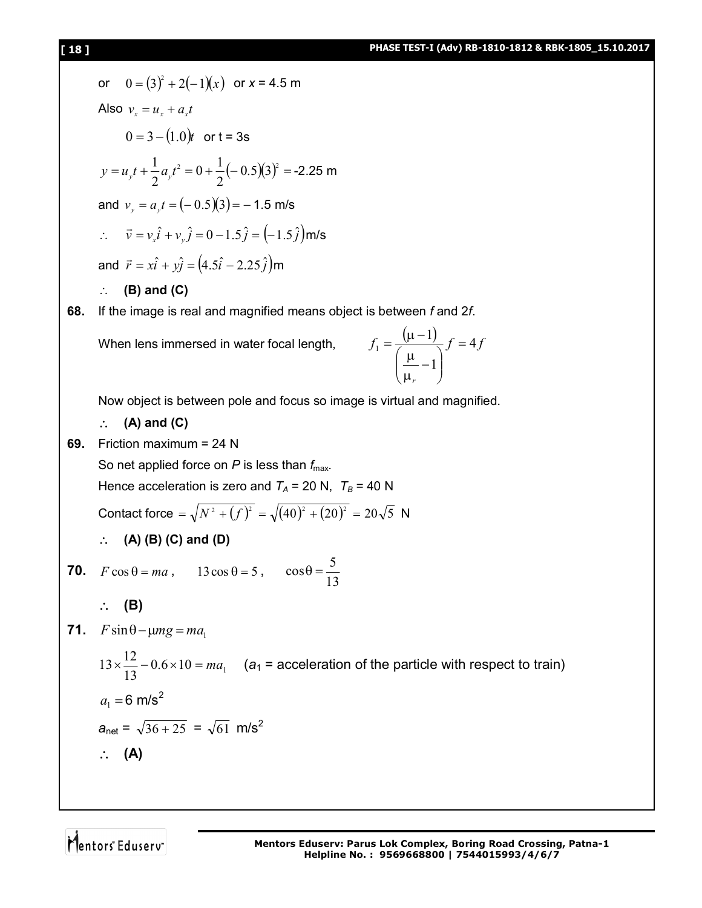or $\quad 0 = (3)^2 + 2(-1)(x)$ or $x = 4.5$ m

Also $v_x = u_x + a_x t$

$$0 = 3 - (1.0)t \quad \text{or } t = 3\text{s}$$

$$y = u_y t + \frac{1}{2} a_y t^2 = 0 + \frac{1}{2}(-0.5)(3)^2 = -2.25 \text{ m}$$

and $v_y = a_y t = (-0.5)(3) = -1.5$ m/s

$\therefore \quad \vec{v} = v_x \hat{i} + v_y \hat{j} = 0 - 1.5\hat{j} = (-1.5\hat{j})$ m/s

and $\vec{r} = x\hat{i} + y\hat{j} = (4.5\hat{i} - 2.25\hat{j})$ m

$\therefore$ **(B) and (C)**

**68.** If the image is real and magnified means object is between $f$ and $2f$.

When lens immersed in water focal length, $\quad f_1 = \dfrac{(\mu - 1)}{\left(\dfrac{\mu}{\mu_r} - 1\right)} f = 4f$

Now object is between pole and focus so image is virtual and magnified.

$\therefore$ **(A) and (C)**

**69.** Friction maximum = 24 N

So net applied force on $P$ is less than $f_{max}$.

Hence acceleration is zero and $T_A = 20$ N, $T_B = 40$ N

Contact force $= \sqrt{N^2 + (f)^2} = \sqrt{(40)^2 + (20)^2} = 20\sqrt{5}$ N

$\therefore$ **(A) (B) (C) and (D)**

**70.** $F\cos\theta = ma$, $\quad 13\cos\theta = 5$, $\quad \cos\theta = \dfrac{5}{13}$

$\therefore$ **(B)**

**71.** $F\sin\theta - \mu mg = ma_1$

$13 \times \dfrac{12}{13} - 0.6 \times 10 = ma_1$ $\quad$ ($a_1$ = acceleration of the particle with respect to train)

$a_1 = 6$ m/s$^2$

$a_{net} = \sqrt{36 + 25} = \sqrt{61}$ m/s$^2$

$\therefore$ **(A)**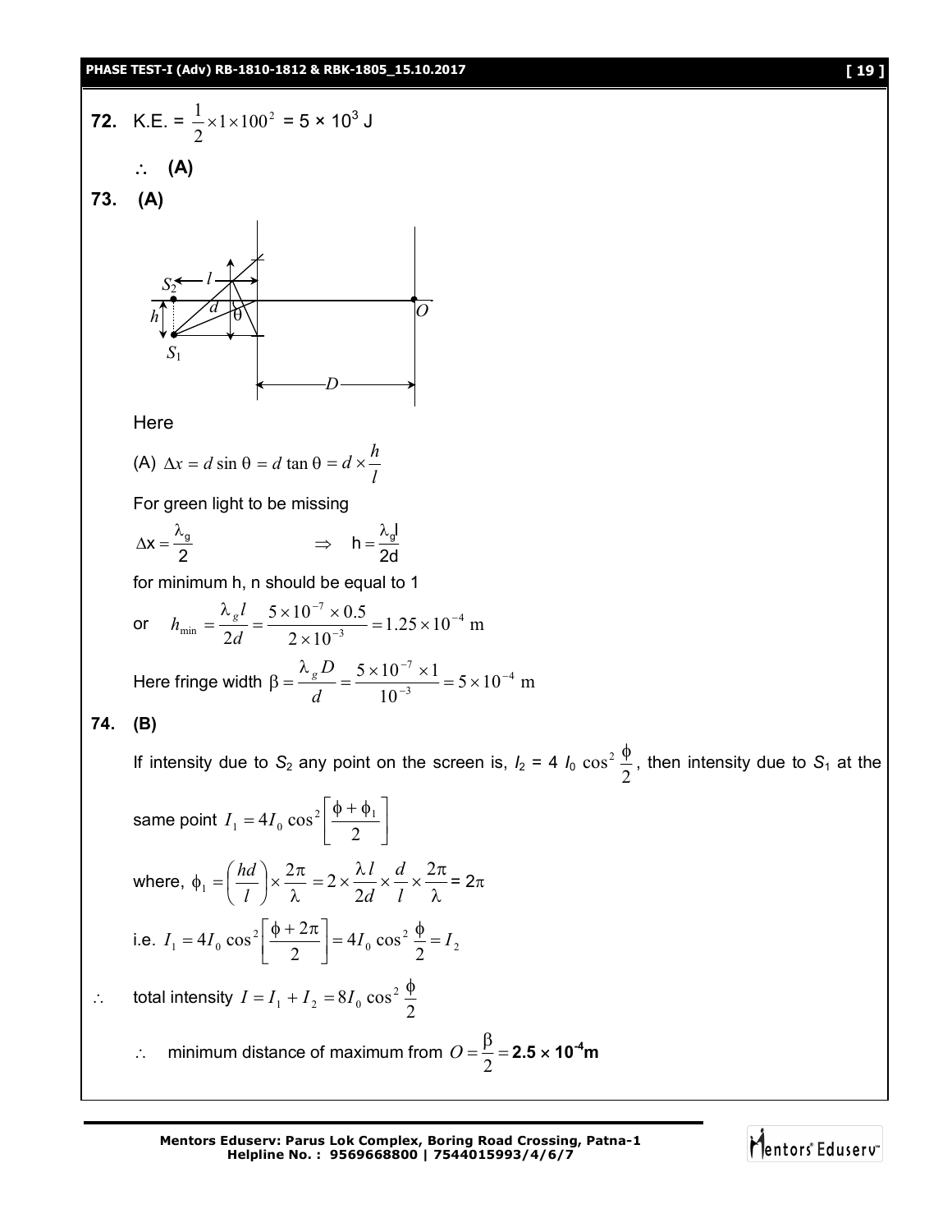**72.** K.E. = $\frac{1}{2}\times 1\times 100^2$ = 5 × $10^3$ J

$\therefore$ **(A)**

**73. (A)**

Here

(A) $\Delta x = d\sin\theta = d\tan\theta = d\times\frac{h}{l}$

For green light to be missing

$\Delta x = \frac{\lambda_g}{2}$ $\Rightarrow$ $h = \frac{\lambda_g l}{2d}$

for minimum h, n should be equal to 1

or $h_{min} = \frac{\lambda_g l}{2d} = \frac{5\times 10^{-7}\times 0.5}{2\times 10^{-3}} = 1.25\times 10^{-4}$ m

Here fringe width $\beta = \frac{\lambda_g D}{d} = \frac{5\times 10^{-7}\times 1}{10^{-3}} = 5\times 10^{-4}$ m

**74. (B)**

If intensity due to $S_2$ any point on the screen is, $I_2 = 4\, I_0 \cos^2\frac{\phi}{2}$, then intensity due to $S_1$ at the same point $I_1 = 4I_0\cos^2\left[\frac{\phi+\phi_1}{2}\right]$

where, $\phi_1 = \left(\frac{hd}{l}\right)\times\frac{2\pi}{\lambda} = 2\times\frac{\lambda l}{2d}\times\frac{d}{l}\times\frac{2\pi}{\lambda} = 2\pi$

i.e. $I_1 = 4I_0\cos^2\left[\frac{\phi+2\pi}{2}\right] = 4I_0\cos^2\frac{\phi}{2} = I_2$

$\therefore$ total intensity $I = I_1 + I_2 = 8I_0\cos^2\frac{\phi}{2}$

$\therefore$ minimum distance of maximum from $O = \frac{\beta}{2} =$ **2.5 × $10^{-4}$m**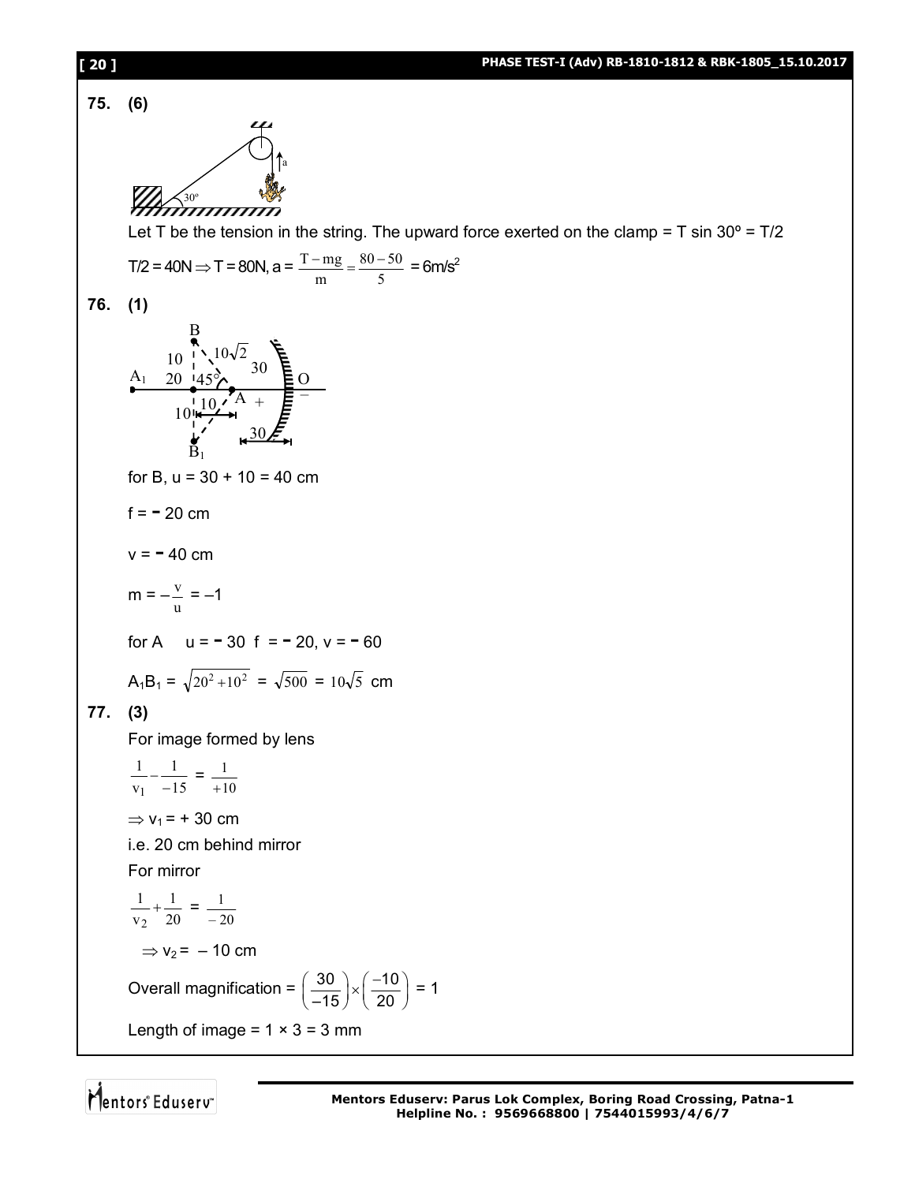**75. (6)**

Let T be the tension in the string. The upward force exerted on the clamp = T sin 30º = T/2

$T/2 = 40N \Rightarrow T = 80N$, $a = \frac{T - mg}{m} = \frac{80 - 50}{5} = 6 m/s^2$

**76. (1)**

for B, u = 30 + 10 = 40 cm

f = − 20 cm

v = − 40 cm

$m = -\frac{v}{u} = -1$

for A   u = − 30  f = − 20, v = − 60

$A_1B_1 = \sqrt{20^2 + 10^2} = \sqrt{500} = 10\sqrt{5}$ cm

**77. (3)**

For image formed by lens

$$\frac{1}{v_1} - \frac{1}{-15} = \frac{1}{+10}$$

$\Rightarrow v_1 = +30$ cm

i.e. 20 cm behind mirror

For mirror

$$\frac{1}{v_2} + \frac{1}{20} = \frac{1}{-20}$$

$\Rightarrow v_2 = -10$ cm

Overall magnification = $\left(\frac{30}{-15}\right) \times \left(\frac{-10}{20}\right) = 1$

Length of image = 1 × 3 = 3 mm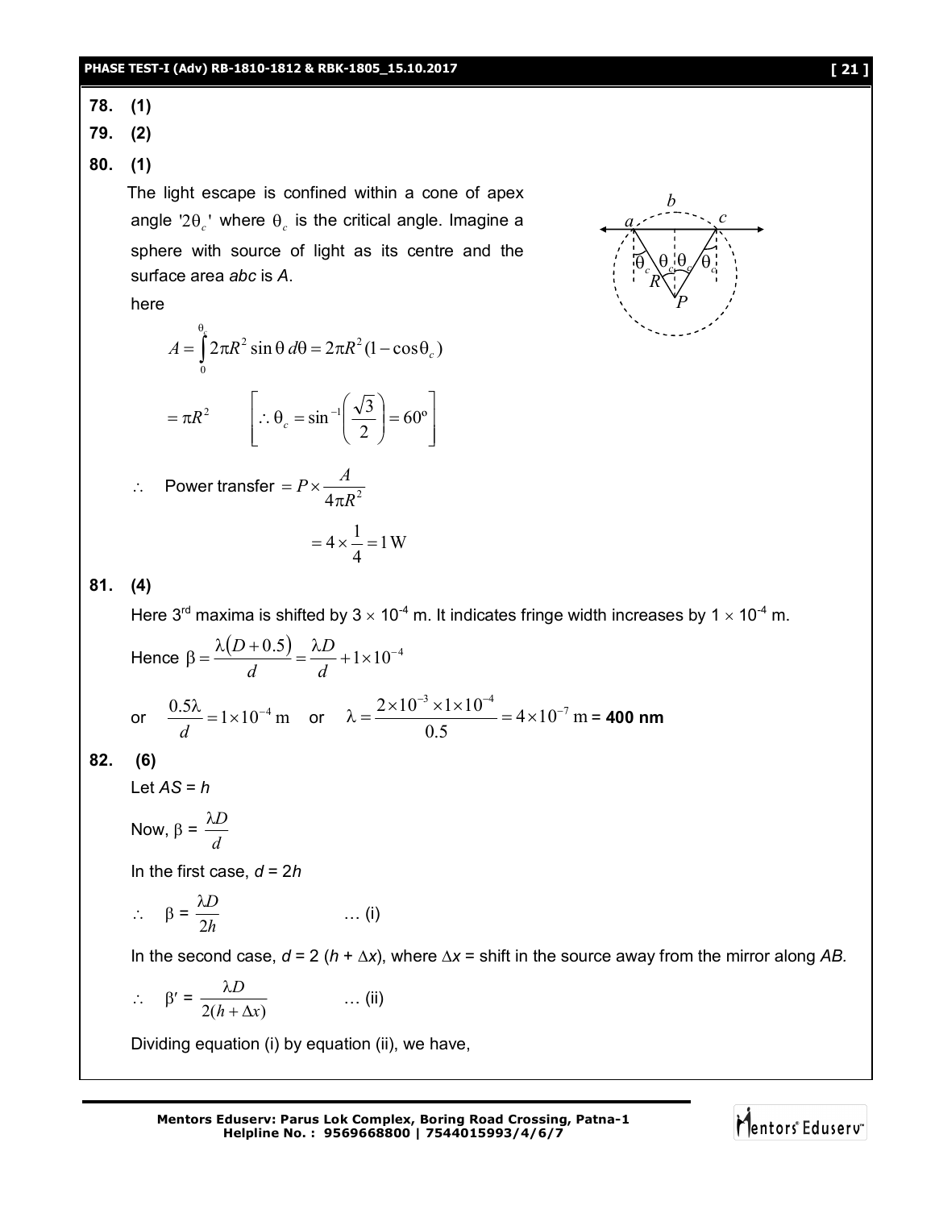**78. (1)**

**79. (2)**

**80. (1)**

The light escape is confined within a cone of apex angle '$2\theta_c$' where $\theta_c$ is the critical angle. Imagine a sphere with source of light as its centre and the surface area *abc* is *A*.

here

$$A = \int_0^{\theta_c} 2\pi R^2 \sin\theta \, d\theta = 2\pi R^2 (1 - \cos\theta_c)$$

$$= \pi R^2 \qquad \left[ \because \theta_c = \sin^{-1}\left(\frac{\sqrt{3}}{2}\right) = 60^\circ \right]$$

$\therefore$ Power transfer $= P \times \dfrac{A}{4\pi R^2}$

$$= 4 \times \frac{1}{4} = 1\,\text{W}$$

**81. (4)**

Here 3rd maxima is shifted by $3 \times 10^{-4}$ m. It indicates fringe width increases by $1 \times 10^{-4}$ m.

Hence $\beta = \dfrac{\lambda(D + 0.5)}{d} = \dfrac{\lambda D}{d} + 1 \times 10^{-4}$

or $\dfrac{0.5\lambda}{d} = 1 \times 10^{-4}\,\text{m}$ or $\lambda = \dfrac{2 \times 10^{-3} \times 1 \times 10^{-4}}{0.5} = 4 \times 10^{-7}\,\text{m}$ = **400 nm**

**82. (6)**

Let *AS* = *h*

Now, $\beta = \dfrac{\lambda D}{d}$

In the first case, *d* = 2*h*

$\therefore \quad \beta = \dfrac{\lambda D}{2h}$ … (i)

In the second case, $d = 2(h + \Delta x)$, where $\Delta x$ = shift in the source away from the mirror along *AB.*

$\therefore \quad \beta' = \dfrac{\lambda D}{2(h + \Delta x)}$ … (ii)

Dividing equation (i) by equation (ii), we have,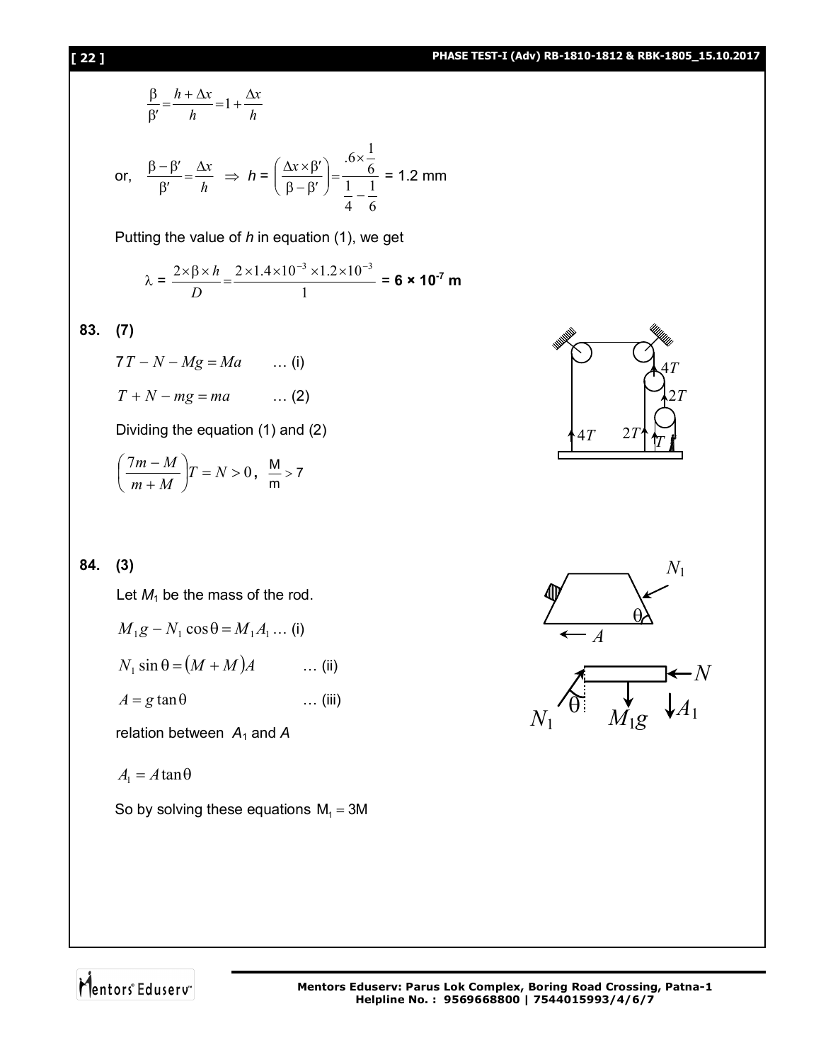$$\frac{\beta}{\beta'} = \frac{h + \Delta x}{h} = 1 + \frac{\Delta x}{h}$$

or, $\frac{\beta - \beta'}{\beta'} = \frac{\Delta x}{h} \Rightarrow h = \left(\frac{\Delta x \times \beta'}{\beta - \beta'}\right) = \frac{.6 \times \frac{1}{6}}{\frac{1}{4} - \frac{1}{6}}$ = 1.2 mm

Putting the value of $h$ in equation (1), we get

$$\lambda = \frac{2 \times \beta \times h}{D} = \frac{2 \times 1.4 \times 10^{-3} \times 1.2 \times 10^{-3}}{1} = \mathbf{6 \times 10^{-7}\ m}$$

**83. (7)**

$7T - N - Mg = Ma$ … (i)

$T + N - mg = ma$ … (2)

Dividing the equation (1) and (2)

$\left(\frac{7m - M}{m + M}\right)T = N > 0$, $\frac{M}{m} > 7$

4T

2T

4T

2T

T

**84. (3)**

Let $M_1$ be the mass of the rod.

$M_1 g - N_1 \cos\theta = M_1 A_1$ … (i)

$N_1 \sin\theta = (M + M)A$ … (ii)

$A = g\tan\theta$ … (iii)

relation between $A_1$ and $A$

$A_1 = A\tan\theta$

So by solving these equations $M_1 = 3M$

$N_1$

θ

A

N

θ

$N_1$

$M_1 g$

$A_1$